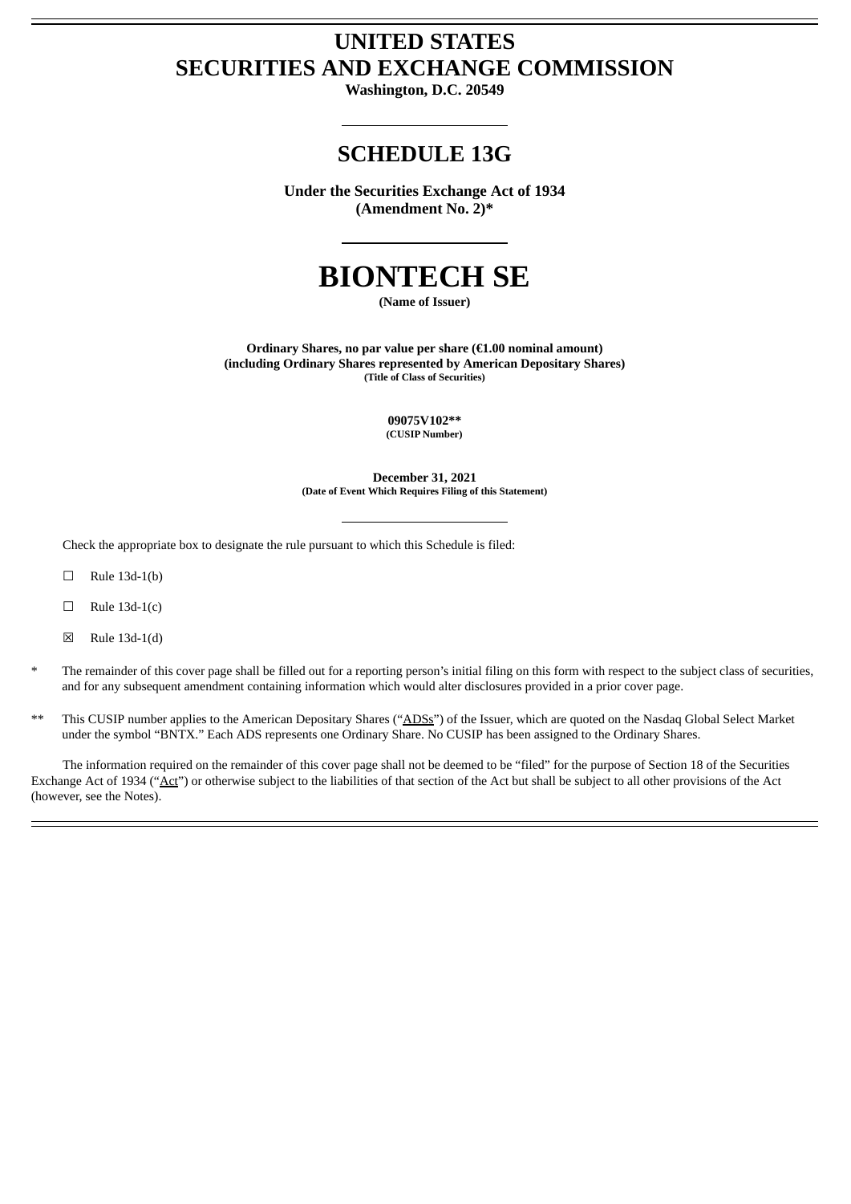# UNITED STATES
# SECURITIES AND EXCHANGE COMMISSION

**Washington, D.C. 20549**

## SCHEDULE 13G

**Under the Securities Exchange Act of 1934**
**(Amendment No. 2)***

# BIONTECH SE

**(Name of Issuer)**

**Ordinary Shares, no par value per share (€1.00 nominal amount)**
**(including Ordinary Shares represented by American Depositary Shares)**
**(Title of Class of Securities)**

**09075V102****
**(CUSIP Number)**

**December 31, 2021**
**(Date of Event Which Requires Filing of this Statement)**

Check the appropriate box to designate the rule pursuant to which this Schedule is filed:

☐ Rule 13d-1(b)

☐ Rule 13d-1(c)

☒ Rule 13d-1(d)

\* The remainder of this cover page shall be filled out for a reporting person's initial filing on this form with respect to the subject class of securities, and for any subsequent amendment containing information which would alter disclosures provided in a prior cover page.

\*\* This CUSIP number applies to the American Depositary Shares ("ADSs") of the Issuer, which are quoted on the Nasdaq Global Select Market under the symbol "BNTX." Each ADS represents one Ordinary Share. No CUSIP has been assigned to the Ordinary Shares.

The information required on the remainder of this cover page shall not be deemed to be "filed" for the purpose of Section 18 of the Securities Exchange Act of 1934 ("Act") or otherwise subject to the liabilities of that section of the Act but shall be subject to all other provisions of the Act (however, see the Notes).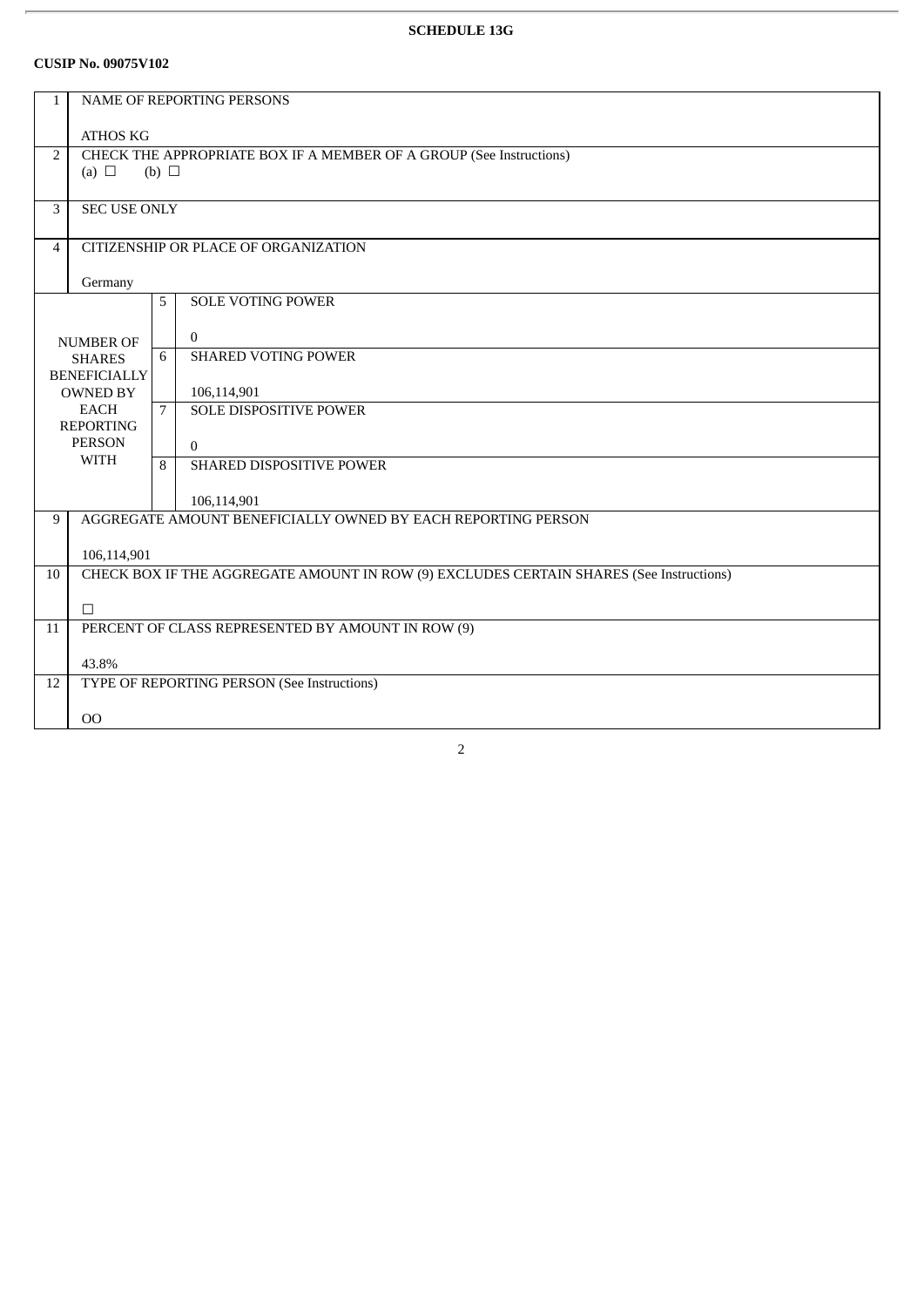**SCHEDULE 13G**

**CUSIP No. 09075V102**

| | | | |
|---|---|---|---|
| 1 | NAME OF REPORTING PERSONS<br><br>ATHOS KG | | |
| 2 | CHECK THE APPROPRIATE BOX IF A MEMBER OF A GROUP (See Instructions)<br>(a) ☐ (b) ☐ | | |
| 3 | SEC USE ONLY | | |
| 4 | CITIZENSHIP OR PLACE OF ORGANIZATION<br><br>Germany | | |
| NUMBER OF SHARES BENEFICIALLY OWNED BY EACH REPORTING PERSON WITH | | 5 | SOLE VOTING POWER<br><br>0 |
| | | 6 | SHARED VOTING POWER<br><br>106,114,901 |
| | | 7 | SOLE DISPOSITIVE POWER<br><br>0 |
| | | 8 | SHARED DISPOSITIVE POWER<br><br>106,114,901 |
| 9 | AGGREGATE AMOUNT BENEFICIALLY OWNED BY EACH REPORTING PERSON<br><br>106,114,901 | | |
| 10 | CHECK BOX IF THE AGGREGATE AMOUNT IN ROW (9) EXCLUDES CERTAIN SHARES (See Instructions)<br><br>☐ | | |
| 11 | PERCENT OF CLASS REPRESENTED BY AMOUNT IN ROW (9)<br><br>43.8% | | |
| 12 | TYPE OF REPORTING PERSON (See Instructions)<br><br>OO | | |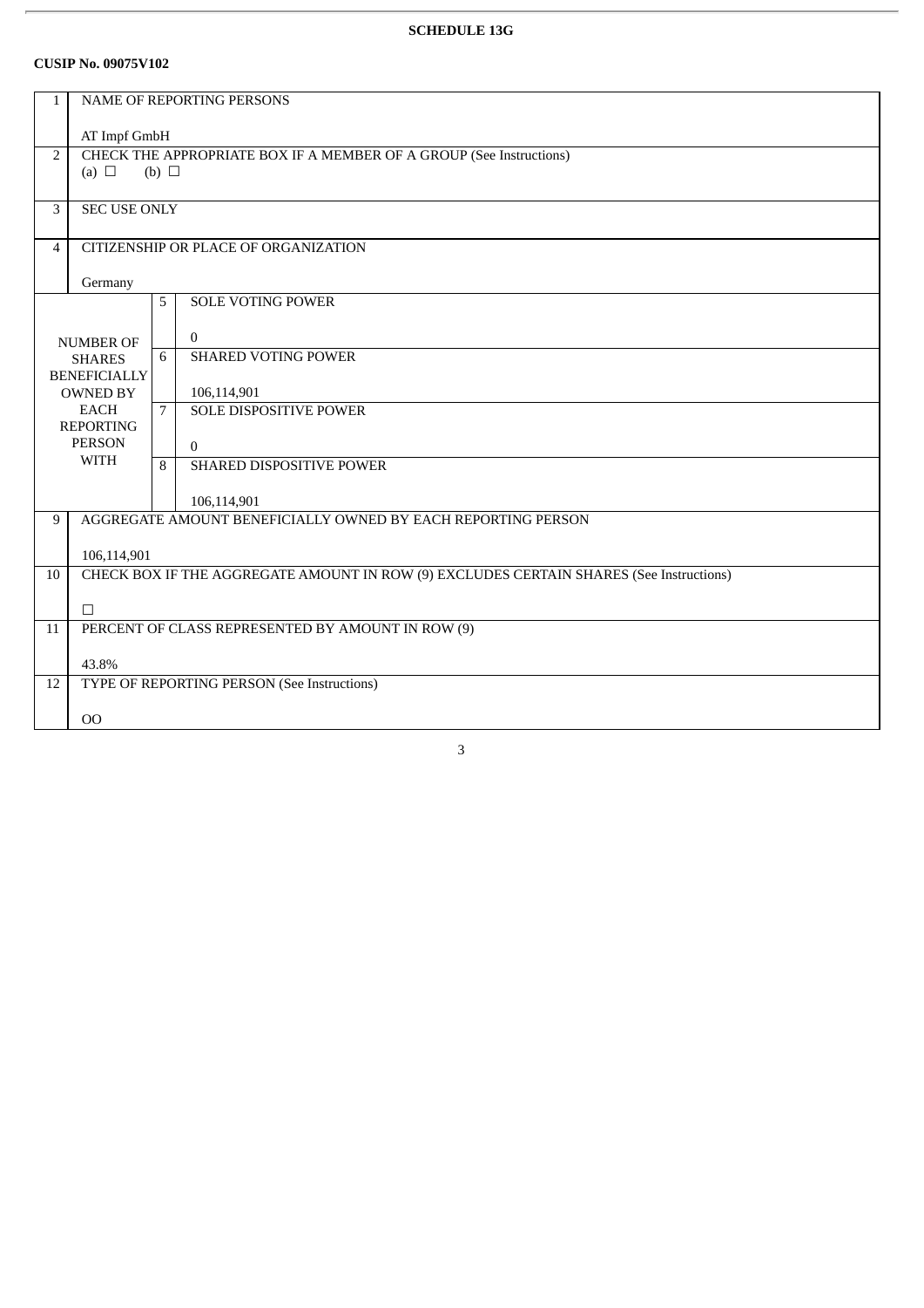**SCHEDULE 13G**

**CUSIP No. 09075V102**

| | | | |
|---|---|---|---|
| 1 | NAME OF REPORTING PERSONS<br><br>AT Impf GmbH | | |
| 2 | CHECK THE APPROPRIATE BOX IF A MEMBER OF A GROUP (See Instructions)<br>(a) ☐ (b) ☐ | | |
| 3 | SEC USE ONLY | | |
| 4 | CITIZENSHIP OR PLACE OF ORGANIZATION<br><br>Germany | | |
| NUMBER OF SHARES BENEFICIALLY OWNED BY EACH REPORTING PERSON WITH | 5 | SOLE VOTING POWER<br><br>0 | |
| | 6 | SHARED VOTING POWER<br><br>106,114,901 | |
| | 7 | SOLE DISPOSITIVE POWER<br><br>0 | |
| | 8 | SHARED DISPOSITIVE POWER<br><br>106,114,901 | |
| 9 | AGGREGATE AMOUNT BENEFICIALLY OWNED BY EACH REPORTING PERSON<br><br>106,114,901 | | |
| 10 | CHECK BOX IF THE AGGREGATE AMOUNT IN ROW (9) EXCLUDES CERTAIN SHARES (See Instructions)<br><br>☐ | | |
| 11 | PERCENT OF CLASS REPRESENTED BY AMOUNT IN ROW (9)<br><br>43.8% | | |
| 12 | TYPE OF REPORTING PERSON (See Instructions)<br><br>OO | | |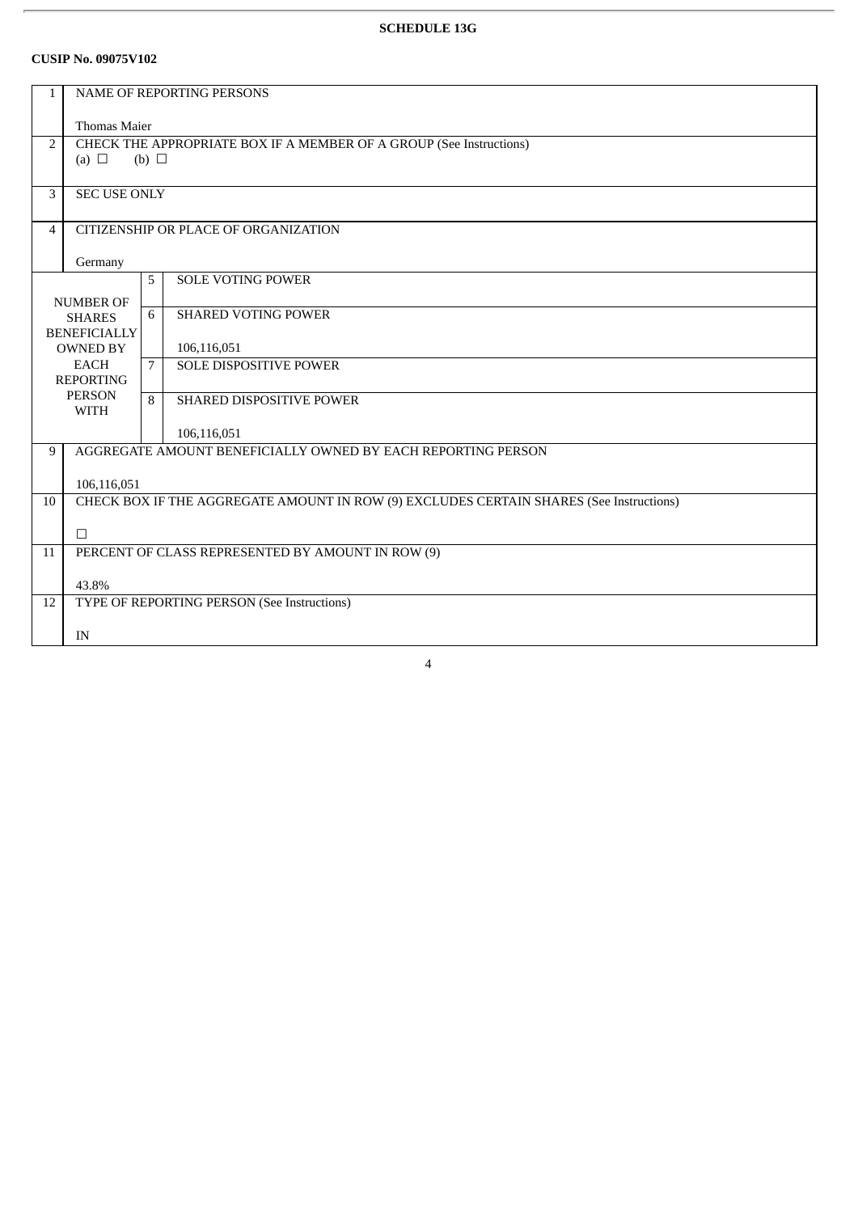**SCHEDULE 13G**

**CUSIP No. 09075V102**

| | | | |
|---|---|---|---|
| 1 | NAME OF REPORTING PERSONS<br><br>Thomas Maier | | |
| 2 | CHECK THE APPROPRIATE BOX IF A MEMBER OF A GROUP (See Instructions)<br>(a) ☐ (b) ☐ | | |
| 3 | SEC USE ONLY | | |
| 4 | CITIZENSHIP OR PLACE OF ORGANIZATION<br><br>Germany | | |
| NUMBER OF SHARES BENEFICIALLY OWNED BY EACH REPORTING PERSON WITH | | 5 | SOLE VOTING POWER |
| | | 6 | SHARED VOTING POWER<br><br>106,116,051 |
| | | 7 | SOLE DISPOSITIVE POWER |
| | | 8 | SHARED DISPOSITIVE POWER<br><br>106,116,051 |
| 9 | AGGREGATE AMOUNT BENEFICIALLY OWNED BY EACH REPORTING PERSON<br><br>106,116,051 | | |
| 10 | CHECK BOX IF THE AGGREGATE AMOUNT IN ROW (9) EXCLUDES CERTAIN SHARES (See Instructions)<br><br>☐ | | |
| 11 | PERCENT OF CLASS REPRESENTED BY AMOUNT IN ROW (9)<br><br>43.8% | | |
| 12 | TYPE OF REPORTING PERSON (See Instructions)<br><br>IN | | |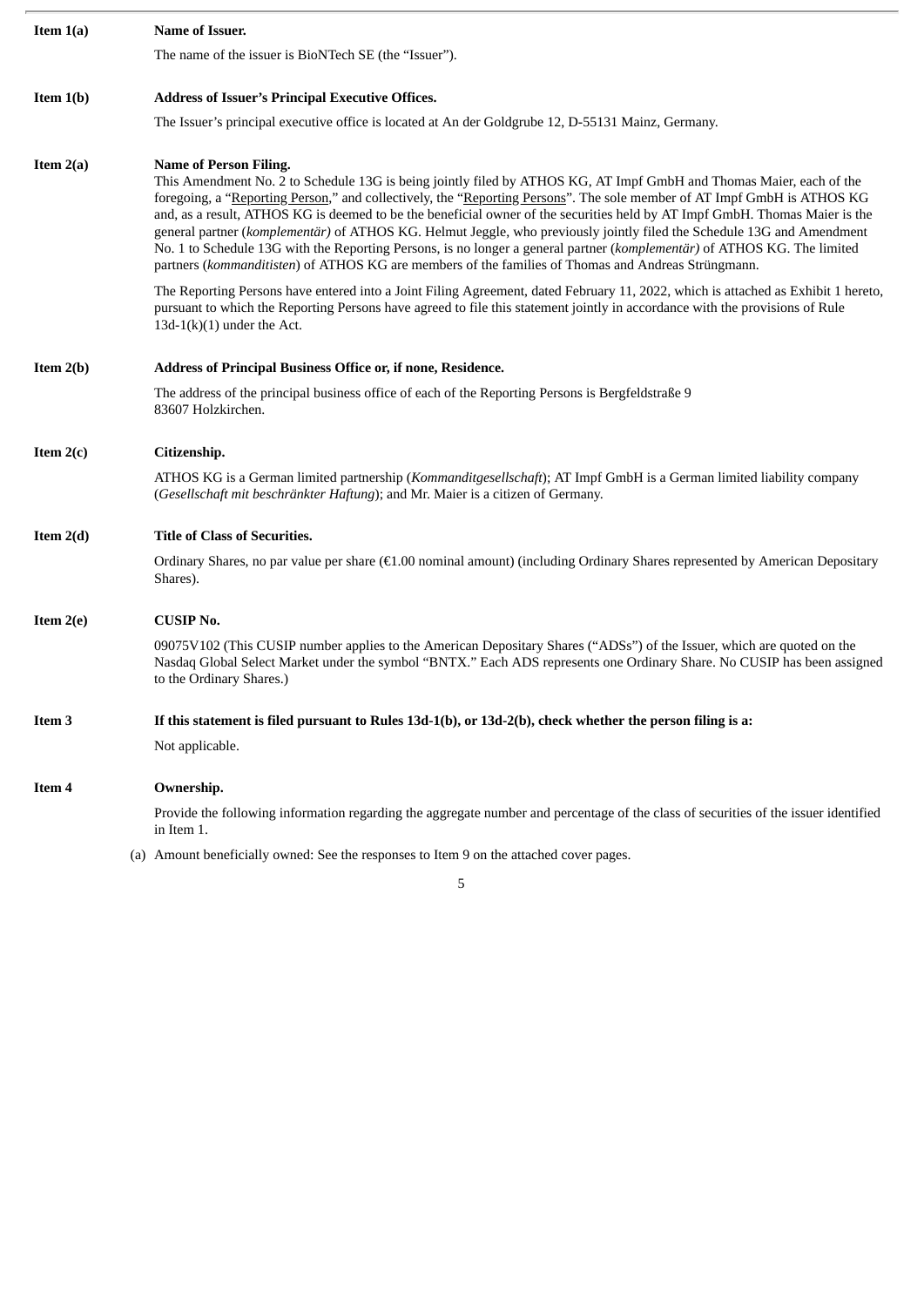**Item 1(a)** **Name of Issuer.**

The name of the issuer is BioNTech SE (the "Issuer").

**Item 1(b)** **Address of Issuer's Principal Executive Offices.**

The Issuer's principal executive office is located at An der Goldgrube 12, D-55131 Mainz, Germany.

**Item 2(a)** **Name of Person Filing.**

This Amendment No. 2 to Schedule 13G is being jointly filed by ATHOS KG, AT Impf GmbH and Thomas Maier, each of the foregoing, a "Reporting Person," and collectively, the "Reporting Persons". The sole member of AT Impf GmbH is ATHOS KG and, as a result, ATHOS KG is deemed to be the beneficial owner of the securities held by AT Impf GmbH. Thomas Maier is the general partner (*komplementär)* of ATHOS KG. Helmut Jeggle, who previously jointly filed the Schedule 13G and Amendment No. 1 to Schedule 13G with the Reporting Persons, is no longer a general partner (*komplementär)* of ATHOS KG. The limited partners (*kommanditisten*) of ATHOS KG are members of the families of Thomas and Andreas Strüngmann.

The Reporting Persons have entered into a Joint Filing Agreement, dated February 11, 2022, which is attached as Exhibit 1 hereto, pursuant to which the Reporting Persons have agreed to file this statement jointly in accordance with the provisions of Rule 13d-1(k)(1) under the Act.

**Item 2(b)** **Address of Principal Business Office or, if none, Residence.**

The address of the principal business office of each of the Reporting Persons is Bergfeldstraße 9 83607 Holzkirchen.

**Item 2(c)** **Citizenship.**

ATHOS KG is a German limited partnership (*Kommanditgesellschaft*); AT Impf GmbH is a German limited liability company (*Gesellschaft mit beschränkter Haftung*); and Mr. Maier is a citizen of Germany.

**Item 2(d)** **Title of Class of Securities.**

Ordinary Shares, no par value per share (€1.00 nominal amount) (including Ordinary Shares represented by American Depositary Shares).

**Item 2(e)** **CUSIP No.**

09075V102 (This CUSIP number applies to the American Depositary Shares ("ADSs") of the Issuer, which are quoted on the Nasdaq Global Select Market under the symbol "BNTX." Each ADS represents one Ordinary Share. No CUSIP has been assigned to the Ordinary Shares.)

**Item 3** **If this statement is filed pursuant to Rules 13d-1(b), or 13d-2(b), check whether the person filing is a:**

Not applicable.

**Item 4** **Ownership.**

Provide the following information regarding the aggregate number and percentage of the class of securities of the issuer identified in Item 1.

(a) Amount beneficially owned: See the responses to Item 9 on the attached cover pages.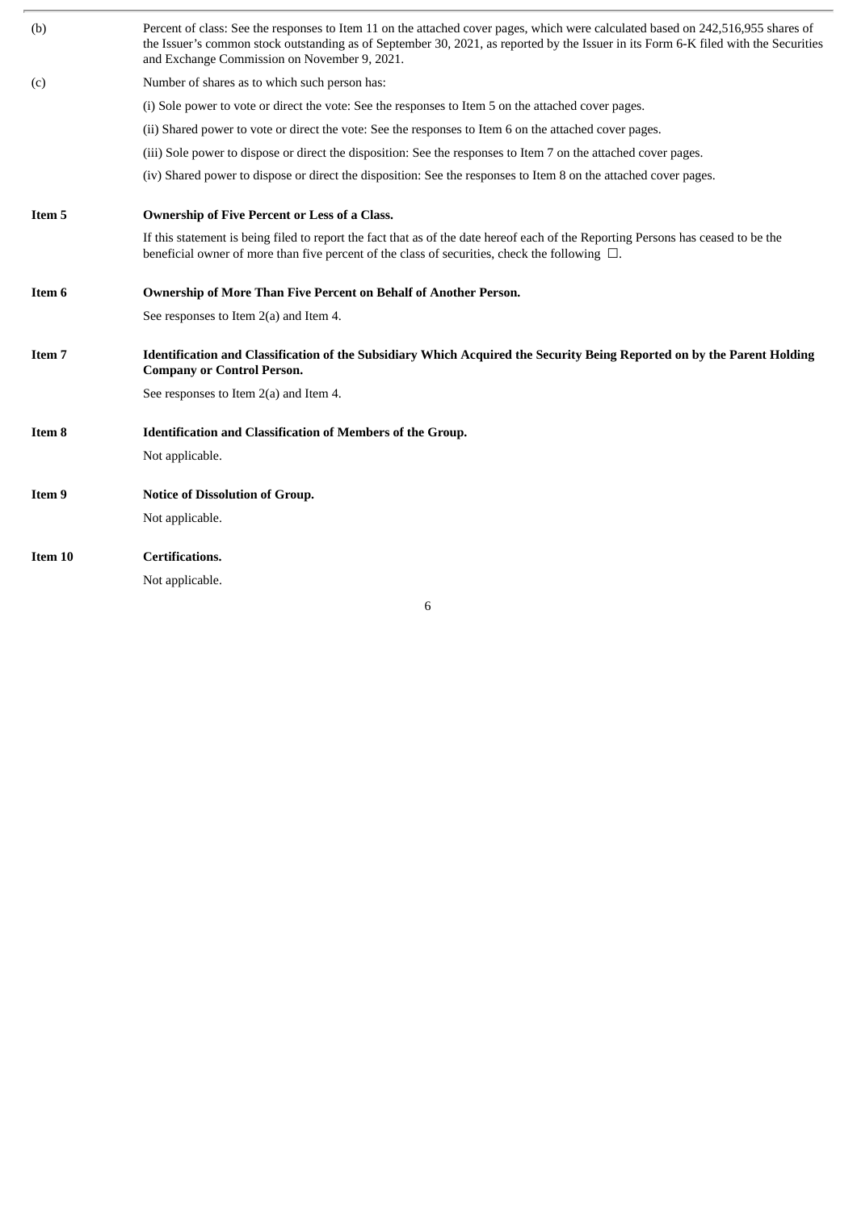(b) Percent of class: See the responses to Item 11 on the attached cover pages, which were calculated based on 242,516,955 shares of the Issuer's common stock outstanding as of September 30, 2021, as reported by the Issuer in its Form 6-K filed with the Securities and Exchange Commission on November 9, 2021.

(c) Number of shares as to which such person has:

(i) Sole power to vote or direct the vote: See the responses to Item 5 on the attached cover pages.

(ii) Shared power to vote or direct the vote: See the responses to Item 6 on the attached cover pages.

(iii) Sole power to dispose or direct the disposition: See the responses to Item 7 on the attached cover pages.

(iv) Shared power to dispose or direct the disposition: See the responses to Item 8 on the attached cover pages.

**Item 5 Ownership of Five Percent or Less of a Class.**

If this statement is being filed to report the fact that as of the date hereof each of the Reporting Persons has ceased to be the beneficial owner of more than five percent of the class of securities, check the following ☐.

**Item 6 Ownership of More Than Five Percent on Behalf of Another Person.**

See responses to Item 2(a) and Item 4.

**Item 7 Identification and Classification of the Subsidiary Which Acquired the Security Being Reported on by the Parent Holding Company or Control Person.**

See responses to Item 2(a) and Item 4.

**Item 8 Identification and Classification of Members of the Group.**

Not applicable.

**Item 9 Notice of Dissolution of Group.**

Not applicable.

**Item 10 Certifications.**

Not applicable.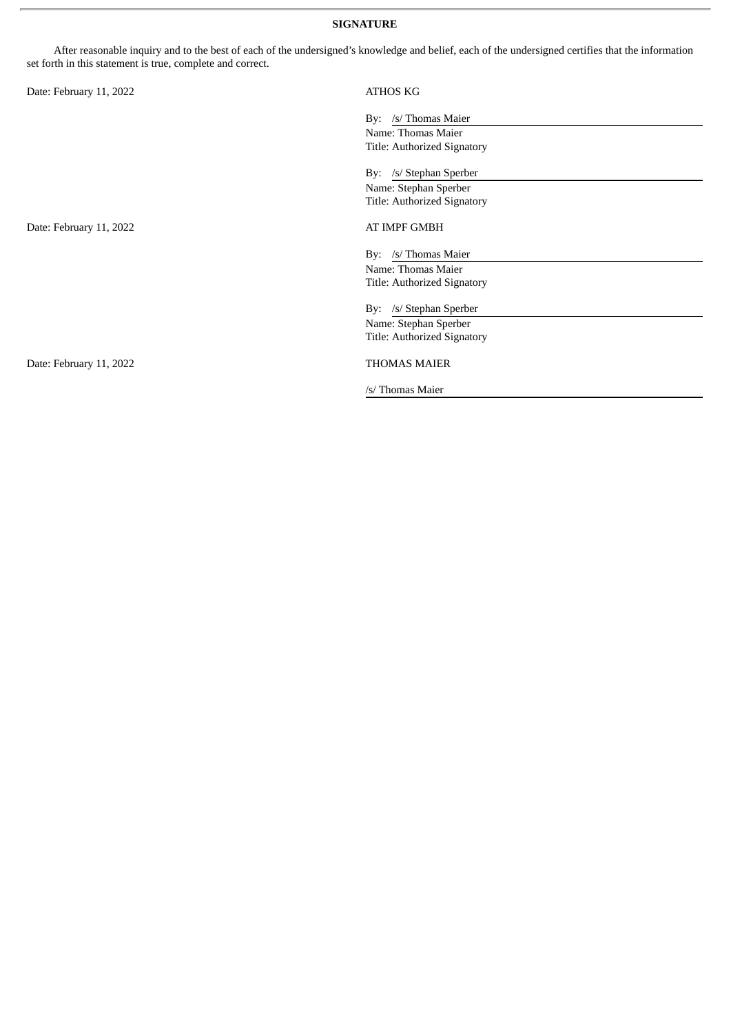**SIGNATURE**

After reasonable inquiry and to the best of each of the undersigned's knowledge and belief, each of the undersigned certifies that the information set forth in this statement is true, complete and correct.

Date: February 11, 2022

ATHOS KG

By: /s/ Thomas Maier
Name: Thomas Maier
Title: Authorized Signatory

By: /s/ Stephan Sperber
Name: Stephan Sperber
Title: Authorized Signatory

Date: February 11, 2022

AT IMPF GMBH

By: /s/ Thomas Maier
Name: Thomas Maier
Title: Authorized Signatory

By: /s/ Stephan Sperber
Name: Stephan Sperber
Title: Authorized Signatory

Date: February 11, 2022

THOMAS MAIER

/s/ Thomas Maier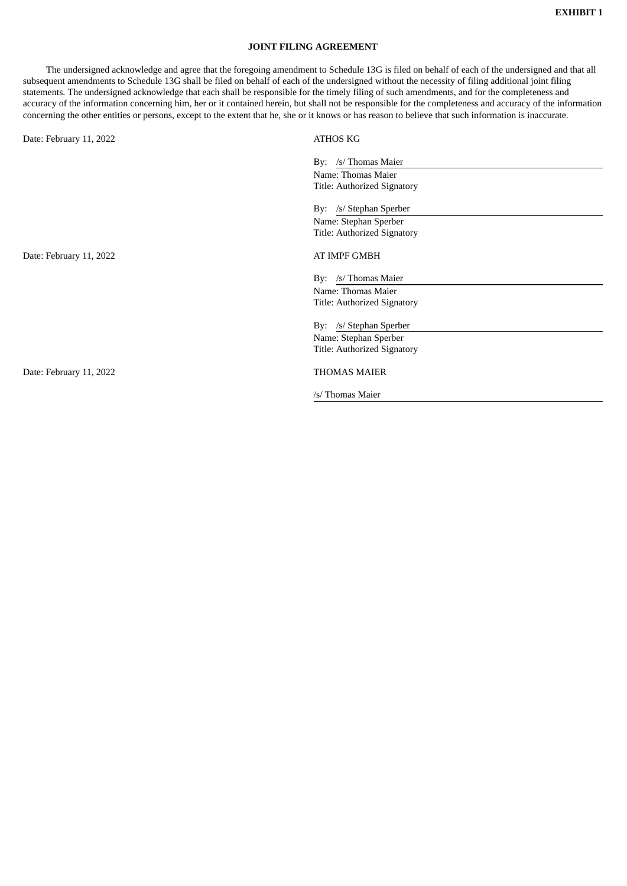**EXHIBIT 1**

**JOINT FILING AGREEMENT**

The undersigned acknowledge and agree that the foregoing amendment to Schedule 13G is filed on behalf of each of the undersigned and that all subsequent amendments to Schedule 13G shall be filed on behalf of each of the undersigned without the necessity of filing additional joint filing statements. The undersigned acknowledge that each shall be responsible for the timely filing of such amendments, and for the completeness and accuracy of the information concerning him, her or it contained herein, but shall not be responsible for the completeness and accuracy of the information concerning the other entities or persons, except to the extent that he, she or it knows or has reason to believe that such information is inaccurate.

Date: February 11, 2022

ATHOS KG

By: /s/ Thomas Maier
Name: Thomas Maier
Title: Authorized Signatory

By: /s/ Stephan Sperber
Name: Stephan Sperber
Title: Authorized Signatory

Date: February 11, 2022

AT IMPF GMBH

By: /s/ Thomas Maier
Name: Thomas Maier
Title: Authorized Signatory

By: /s/ Stephan Sperber
Name: Stephan Sperber
Title: Authorized Signatory

Date: February 11, 2022

THOMAS MAIER

/s/ Thomas Maier